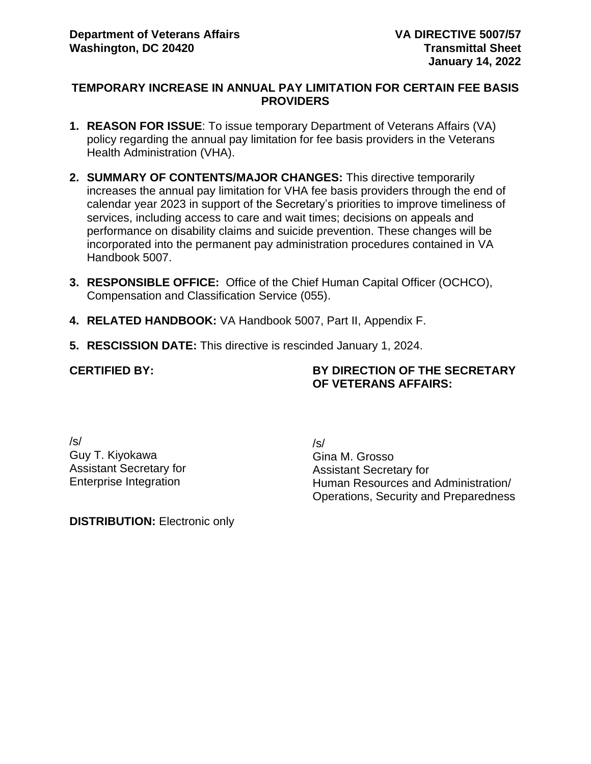**Department of Veterans Affairs**
**Washington, DC 20420**

**VA DIRECTIVE 5007/57**
**Transmittal Sheet**
**January 14, 2022**

## TEMPORARY INCREASE IN ANNUAL PAY LIMITATION FOR CERTAIN FEE BASIS PROVIDERS

1. **REASON FOR ISSUE**: To issue temporary Department of Veterans Affairs (VA) policy regarding the annual pay limitation for fee basis providers in the Veterans Health Administration (VHA).

2. **SUMMARY OF CONTENTS/MAJOR CHANGES:** This directive temporarily increases the annual pay limitation for VHA fee basis providers through the end of calendar year 2023 in support of the Secretary's priorities to improve timeliness of services, including access to care and wait times; decisions on appeals and performance on disability claims and suicide prevention. These changes will be incorporated into the permanent pay administration procedures contained in VA Handbook 5007.

3. **RESPONSIBLE OFFICE:** Office of the Chief Human Capital Officer (OCHCO), Compensation and Classification Service (055).

4. **RELATED HANDBOOK:** VA Handbook 5007, Part II, Appendix F.

5. **RESCISSION DATE:** This directive is rescinded January 1, 2024.

**CERTIFIED BY:**

/s/
Guy T. Kiyokawa
Assistant Secretary for
Enterprise Integration

**BY DIRECTION OF THE SECRETARY OF VETERANS AFFAIRS:**

/s/
Gina M. Grosso
Assistant Secretary for
Human Resources and Administration/
Operations, Security and Preparedness

**DISTRIBUTION:** Electronic only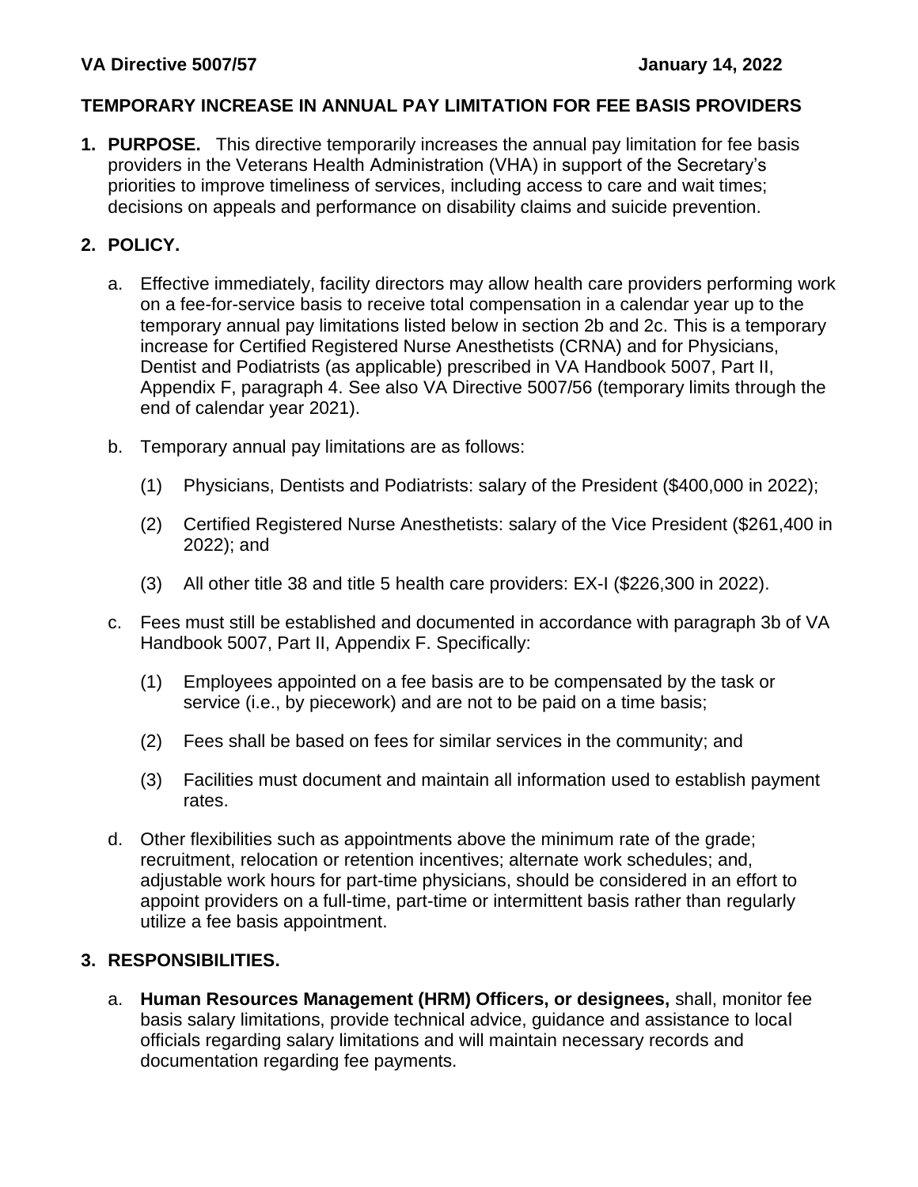**VA Directive 5007/57** **January 14, 2022**

**TEMPORARY INCREASE IN ANNUAL PAY LIMITATION FOR FEE BASIS PROVIDERS**

1. **PURPOSE.** This directive temporarily increases the annual pay limitation for fee basis providers in the Veterans Health Administration (VHA) in support of the Secretary's priorities to improve timeliness of services, including access to care and wait times; decisions on appeals and performance on disability claims and suicide prevention.

2. **POLICY.**

   a. Effective immediately, facility directors may allow health care providers performing work on a fee-for-service basis to receive total compensation in a calendar year up to the temporary annual pay limitations listed below in section 2b and 2c. This is a temporary increase for Certified Registered Nurse Anesthetists (CRNA) and for Physicians, Dentist and Podiatrists (as applicable) prescribed in VA Handbook 5007, Part II, Appendix F, paragraph 4. See also VA Directive 5007/56 (temporary limits through the end of calendar year 2021).

   b. Temporary annual pay limitations are as follows:

      (1) Physicians, Dentists and Podiatrists: salary of the President ($400,000 in 2022);

      (2) Certified Registered Nurse Anesthetists: salary of the Vice President ($261,400 in 2022); and

      (3) All other title 38 and title 5 health care providers: EX-I ($226,300 in 2022).

   c. Fees must still be established and documented in accordance with paragraph 3b of VA Handbook 5007, Part II, Appendix F. Specifically:

      (1) Employees appointed on a fee basis are to be compensated by the task or service (i.e., by piecework) and are not to be paid on a time basis;

      (2) Fees shall be based on fees for similar services in the community; and

      (3) Facilities must document and maintain all information used to establish payment rates.

   d. Other flexibilities such as appointments above the minimum rate of the grade; recruitment, relocation or retention incentives; alternate work schedules; and, adjustable work hours for part-time physicians, should be considered in an effort to appoint providers on a full-time, part-time or intermittent basis rather than regularly utilize a fee basis appointment.

3. **RESPONSIBILITIES.**

   a. **Human Resources Management (HRM) Officers, or designees,** shall, monitor fee basis salary limitations, provide technical advice, guidance and assistance to local officials regarding salary limitations and will maintain necessary records and documentation regarding fee payments.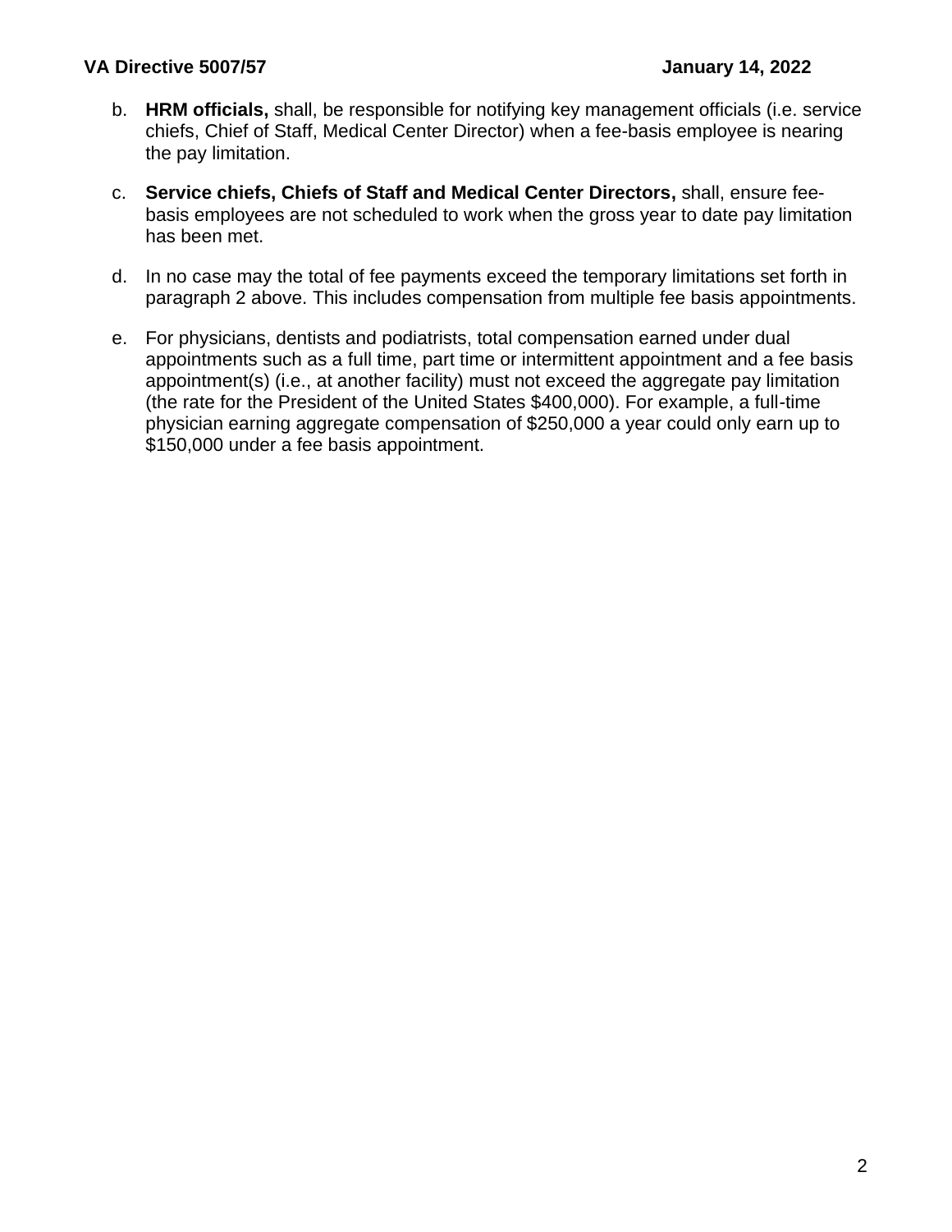b. **HRM officials,** shall, be responsible for notifying key management officials (i.e. service chiefs, Chief of Staff, Medical Center Director) when a fee-basis employee is nearing the pay limitation.

c. **Service chiefs, Chiefs of Staff and Medical Center Directors,** shall, ensure fee-basis employees are not scheduled to work when the gross year to date pay limitation has been met.

d. In no case may the total of fee payments exceed the temporary limitations set forth in paragraph 2 above. This includes compensation from multiple fee basis appointments.

e. For physicians, dentists and podiatrists, total compensation earned under dual appointments such as a full time, part time or intermittent appointment and a fee basis appointment(s) (i.e., at another facility) must not exceed the aggregate pay limitation (the rate for the President of the United States $400,000). For example, a full-time physician earning aggregate compensation of $250,000 a year could only earn up to $150,000 under a fee basis appointment.